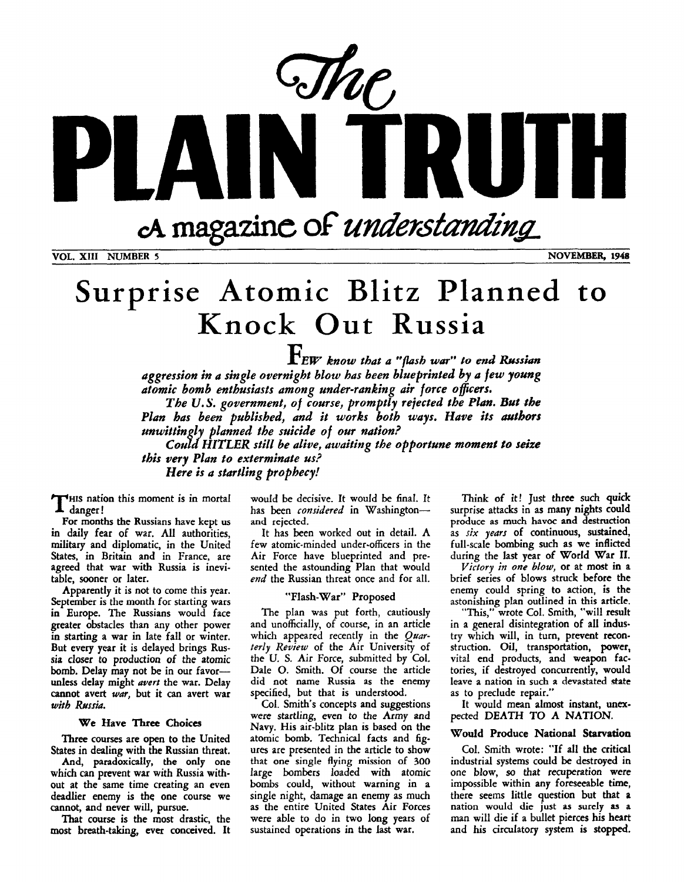# The PLAIN TRUTH

*A magazine of understanding*

VOL. XIII NUMBER 5 — NOVEMBER, 1948

# Surprise Atomic Blitz Planned to Knock Out Russia

***FEW know that a "flash war" to end Russian aggression in a single overnight blow has been blueprinted by a few young atomic bomb enthusiasts among under-ranking air force officers.***

***The U.S. government, of course, promptly rejected the Plan. But the Plan has been published, and it works both ways. Have its authors unwittingly planned the suicide of our nation?***

***Could HITLER still be alive, awaiting the opportune moment to seize this very Plan to exterminate us?***

***Here is a startling prophecy!***

THIS nation this moment is in mortal danger!

For months the Russians have kept us in daily fear of war. All authorities, military and diplomatic, in the United States, in Britain and in France, are agreed that war with Russia is inevitable, sooner or later.

Apparently it is not to come this year. September is the month for starting wars in Europe. The Russians would face greater obstacles than any other power in starting a war in late fall or winter. But every year it is delayed brings Russia closer to production of the atomic bomb. Delay may not be in our favor—unless delay might *avert* the war. Delay cannot avert *war*, but it can avert war *with Russia.*

## We Have Three Choices

Three courses are open to the United States in dealing with the Russian threat.

And, paradoxically, the only one which can prevent war with Russia without at the same time creating an even deadlier enemy is the one course we cannot, and never will, pursue.

That course is the most drastic, the most breath-taking, ever conceived. It would be decisive. It would be final. It has been *considered* in Washington—and rejected.

It has been worked out in detail. A few atomic-minded under-officers in the Air Force have blueprinted and presented the astounding Plan that would *end* the Russian threat once and for all.

## "Flash-War" Proposed

The plan was put forth, cautiously and unofficially, of course, in an article which appeared recently in the *Quarterly Review* of the Air University of the U. S. Air Force, submitted by Col. Dale O. Smith. Of course the article did not name Russia as the enemy specified, but that is understood.

Col. Smith's concepts and suggestions were startling, even to the Army and Navy. His air-blitz plan is based on the atomic bomb. Technical facts and figures are presented in the article to show that one single flying mission of 300 large bombers loaded with atomic bombs could, without warning in a single night, damage an enemy as much as the entire United States Air Forces were able to do in two long years of sustained operations in the last war.

Think of it! Just three such quick surprise attacks in as many nights could produce as much havoc and destruction as *six years* of continuous, sustained, full-scale bombing such as we inflicted during the last year of World War II.

*Victory in one blow,* or at most in a brief series of blows struck before the enemy could spring to action, is the astonishing plan outlined in this article.

"This," wrote Col. Smith, "will result in a general disintegration of all industry which will, in turn, prevent reconstruction. Oil, transportation, power, vital end products, and weapon factories, if destroyed concurrently, would leave a nation in such a devastated state as to preclude repair."

It would mean almost instant, unexpected DEATH TO A NATION.

## Would Produce National Starvation

Col. Smith wrote: "If all the critical industrial systems could be destroyed in one blow, so that recuperation were impossible within any foreseeable time, there seems little question but that a nation would die just as surely as a man will die if a bullet pierces his heart and his circulatory system is stopped.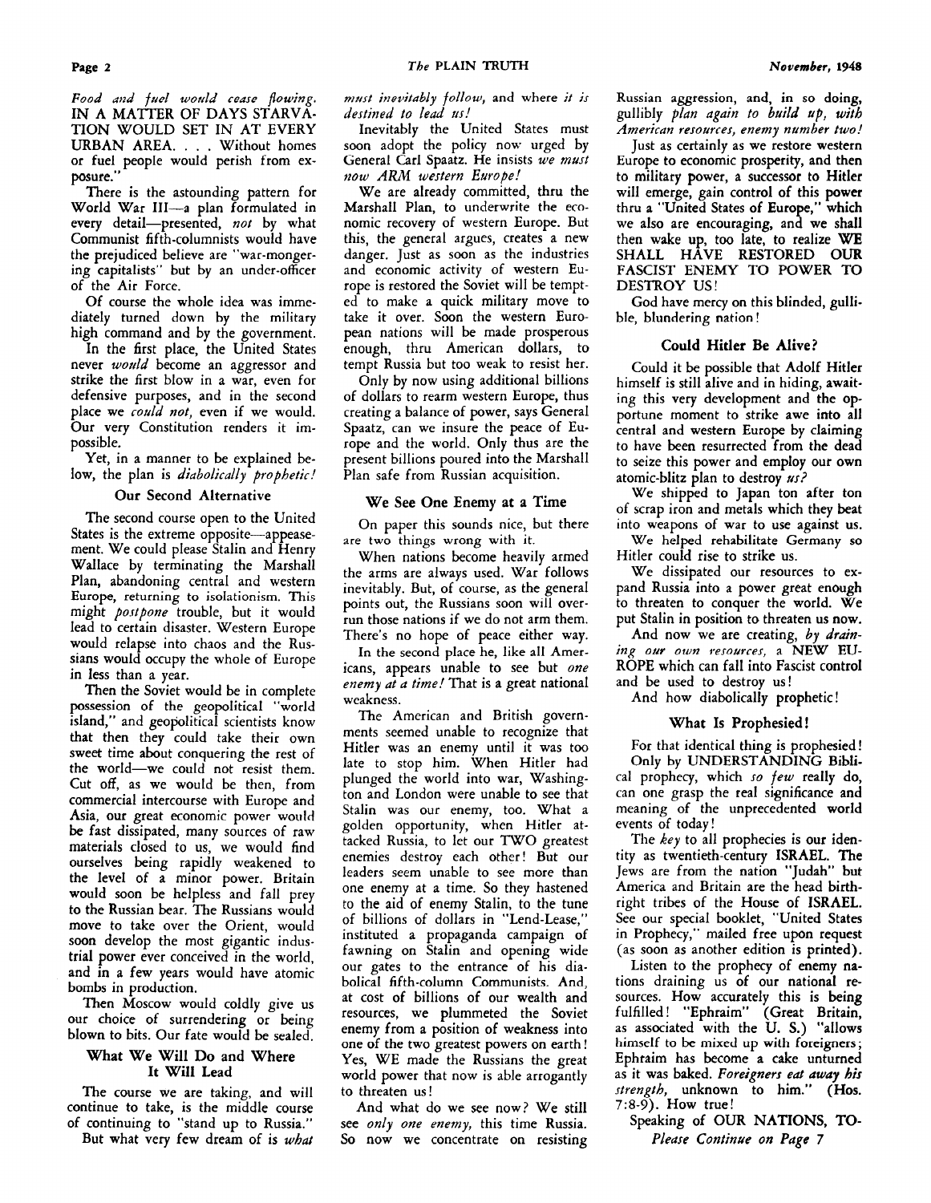*Food and fuel would cease flowing.* IN A MATTER OF DAYS STARVATION WOULD SET IN AT EVERY URBAN AREA. . . . Without homes or fuel people would perish from exposure."

There is the astounding pattern for World War III—a plan formulated in every detail—presented, *not* by what Communist fifth-columnists would have the prejudiced believe are "war-mongering capitalists" but by an under-officer of the Air Force.

Of course the whole idea was immediately turned down by the military high command and by the government.

In the first place, the United States never *would* become an aggressor and strike the first blow in a war, even for defensive purposes, and in the second place we *could not,* even if we would. Our very Constitution renders it impossible.

Yet, in a manner to be explained below, the plan is *diabolically prophetic!*

### Our Second Alternative

The second course open to the United States is the extreme opposite—appeasement. We could please Stalin and Henry Wallace by terminating the Marshall Plan, abandoning central and western Europe, returning to isolationism. This might *postpone* trouble, but it would lead to certain disaster. Western Europe would relapse into chaos and the Russians would occupy the whole of Europe in less than a year.

Then the Soviet would be in complete possession of the geopolitical "world island," and geopolitical scientists know that then they could take their own sweet time about conquering the rest of the world—we could not resist them. Cut off, as we would be then, from commercial intercourse with Europe and Asia, our great economic power would be fast dissipated, many sources of raw materials closed to us, we would find ourselves being rapidly weakened to the level of a minor power. Britain would soon be helpless and fall prey to the Russian bear. The Russians would move to take over the Orient, would soon develop the most gigantic industrial power ever conceived in the world, and in a few years would have atomic bombs in production.

Then Moscow would coldly give us our choice of surrendering or being blown to bits. Our fate would be sealed.

### What We Will Do and Where It Will Lead

The course we are taking, and will continue to take, is the middle course of continuing to "stand up to Russia."

But what very few dream of is *what must inevitably follow,* and where *it is destined to lead us!*

Inevitably the United States must soon adopt the policy now urged by General Carl Spaatz. He insists *we must now ARM western Europe!*

We are already committed, thru the Marshall Plan, to underwrite the economic recovery of western Europe. But this, the general argues, creates a new danger. Just as soon as the industries and economic activity of western Europe is restored the Soviet will be tempted to make a quick military move to take it over. Soon the western European nations will be made prosperous enough, thru American dollars, to tempt Russia but too weak to resist her.

Only by now using additional billions of dollars to rearm western Europe, thus creating a balance of power, says General Spaatz, can we insure the peace of Europe and the world. Only thus are the present billions poured into the Marshall Plan safe from Russian acquisition.

### We See One Enemy at a Time

On paper this sounds nice, but there are two things wrong with it.

When nations become heavily armed the arms are always used. War follows inevitably. But, of course, as the general points out, the Russians soon will overrun those nations if we do not arm them. There's no hope of peace either way.

In the second place he, like all Americans, appears unable to see but *one enemy at a time!* That is a great national weakness.

The American and British governments seemed unable to recognize that Hitler was an enemy until it was too late to stop him. When Hitler had plunged the world into war, Washington and London were unable to see that Stalin was our enemy, too. What a golden opportunity, when Hitler attacked Russia, to let our TWO greatest enemies destroy each other! But our leaders seem unable to see more than one enemy at a time. So they hastened to the aid of enemy Stalin, to the tune of billions of dollars in "Lend-Lease," instituted a propaganda campaign of fawning on Stalin and opening wide our gates to the entrance of his diabolical fifth-column Communists. And, at cost of billions of our wealth and resources, we plummeted the Soviet enemy from a position of weakness into one of the two greatest powers on earth! Yes, WE made the Russians the great world power that now is able arrogantly to threaten us!

And what do we see now? We still see *only one enemy,* this time Russia. So now we concentrate on resisting Russian aggression, and, in so doing, gullibly *plan again to build up, with American resources, enemy number two!*

Just as certainly as we restore western Europe to economic prosperity, and then to military power, a successor to Hitler will emerge, gain control of this power thru a "United States of Europe," which we also are encouraging, and we shall then wake up, too late, to realize WE SHALL HAVE RESTORED OUR FASCIST ENEMY TO POWER TO DESTROY US!

God have mercy on this blinded, gullible, blundering nation!

### Could Hitler Be Alive?

Could it be possible that Adolf Hitler himself is still alive and in hiding, awaiting this very development and the opportune moment to strike awe into all central and western Europe by claiming to have been resurrected from the dead to seize this power and employ our own atomic-blitz plan to destroy *us?*

We shipped to Japan ton after ton of scrap iron and metals which they beat into weapons of war to use against us.

We helped rehabilitate Germany so Hitler could rise to strike us.

We dissipated our resources to expand Russia into a power great enough to threaten to conquer the world. We put Stalin in position to threaten us now.

And now we are creating, *by draining our own resources,* a NEW EUROPE which can fall into Fascist control and be used to destroy us!

And how diabolically prophetic!

### What Is Prophesied!

For that identical thing is prophesied! Only by UNDERSTANDING Biblical prophecy, which *so few* really do, can one grasp the real significance and meaning of the unprecedented world events of today!

The *key* to all prophecies is our identity as twentieth-century ISRAEL. The Jews are from the nation "Judah" but America and Britain are the head birthright tribes of the House of ISRAEL. See our special booklet, "United States in Prophecy," mailed free upon request (as soon as another edition is printed).

Listen to the prophecy of enemy nations draining us of our national resources. How accurately this is being fulfilled! "Ephraim" (Great Britain, as associated with the U. S.) "allows himself to be mixed up with foreigners; Ephraim has become a cake unturned as it was baked. *Foreigners eat away his strength,* unknown to him." (Hos. 7:8-9). How true!

Speaking of OUR NATIONS, TO-

*Please Continue on Page 7*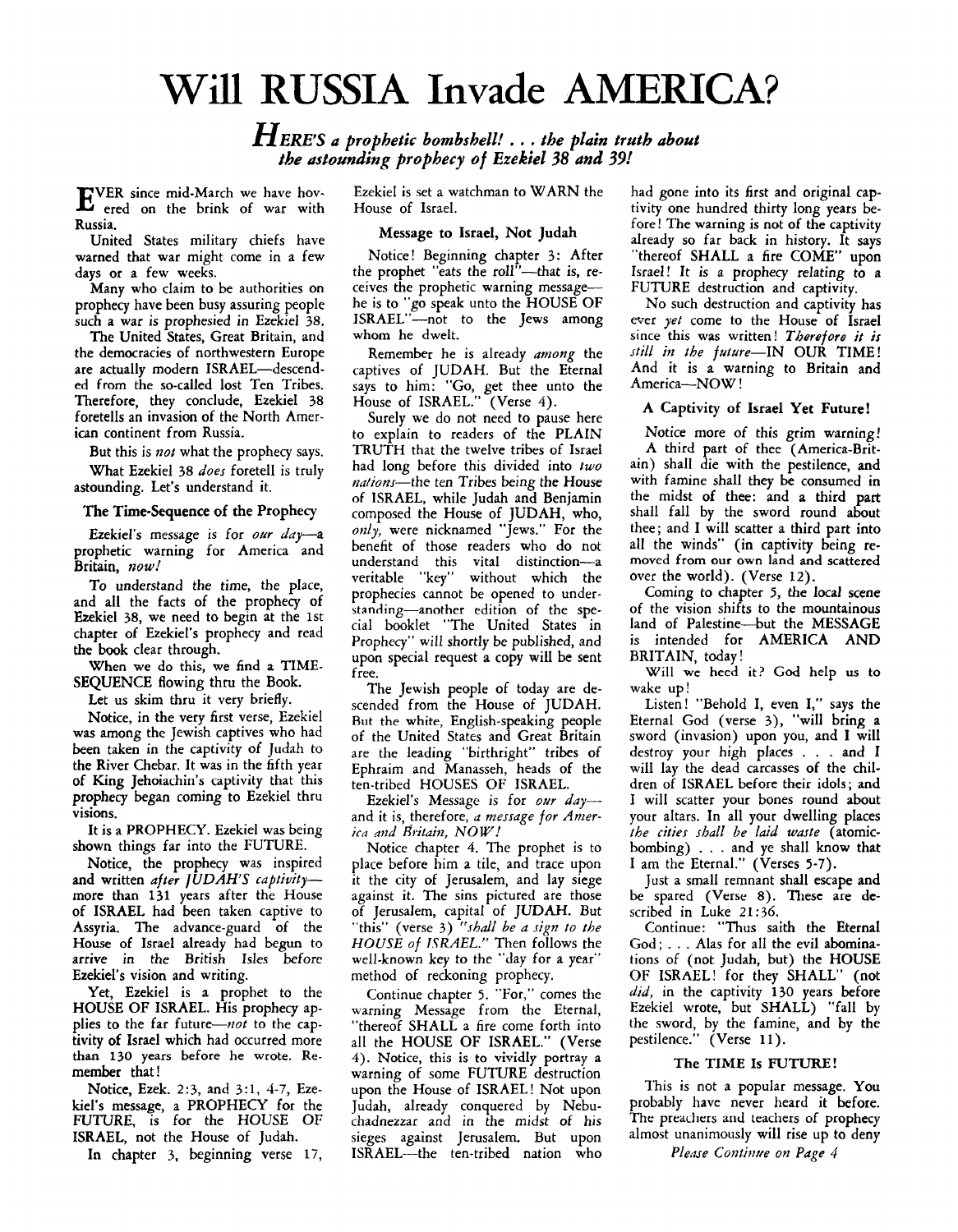# Will RUSSIA Invade AMERICA?

***HERE'S a prophetic bombshell! . . . the plain truth about the astounding prophecy of Ezekiel 38 and 39!***

EVER since mid-March we have hovered on the brink of war with Russia.

United States military chiefs have warned that war might come in a few days or a few weeks.

Many who claim to be authorities on prophecy have been busy assuring people such a war *is* prophesied in Ezekiel 38.

The United States, Great Britain, and the democracies of northwestern Europe are actually modern ISRAEL—descended from the so-called lost Ten Tribes. Therefore, they conclude, Ezekiel 38 foretells an invasion of the North American continent from Russia.

But this is *not* what the prophecy says.

What Ezekiel 38 *does* foretell is truly astounding. Let's understand it.

### The Time-Sequence of the Prophecy

Ezekiel's message is for *our day*—a prophetic warning for America and Britain, *now!*

To understand the time, the place, and all the facts of the prophecy of Ezekiel 38, we need to begin at the 1st chapter of Ezekiel's prophecy and read the book clear through.

When we do this, we find a TIME-SEQUENCE flowing thru the Book.

Let us skim thru it very briefly.

Notice, in the very first verse, Ezekiel was among the Jewish captives who had been taken in the captivity of Judah to the River Chebar. It was in the fifth year of King Jehoiachin's captivity that this prophecy began coming to Ezekiel thru visions.

It is a PROPHECY. Ezekiel was being shown things far into the FUTURE.

Notice, the prophecy was inspired and written *after JUDAH'S captivity*—more than 131 years after the House of ISRAEL had been taken captive to Assyria. The advance-guard of the House of Israel already had begun to arrive in the British Isles before Ezekiel's vision and writing.

Yet, Ezekiel is a prophet to the HOUSE OF ISRAEL. His prophecy applies to the far future—*not* to the captivity of Israel which had occurred more than 130 years before he wrote. Remember that!

Notice, Ezek. 2:3, and 3:1, 4-7, Ezekiel's message, a PROPHECY for the FUTURE, is for the HOUSE OF ISRAEL, not the House of Judah.

In chapter 3, beginning verse 17, Ezekiel is set a watchman to WARN the House of Israel.

### Message to Israel, Not Judah

Notice! Beginning chapter 3: After the prophet "eats the roll"—that is, receives the prophetic warning message—he is to "go speak unto the HOUSE OF ISRAEL"—not to the Jews among whom he dwelt.

Remember he is already *among* the captives of JUDAH. But the Eternal says to him: "Go, get thee unto the House of ISRAEL." (Verse 4).

Surely we do not need to pause here to explain to readers of the PLAIN TRUTH that the twelve tribes of Israel had long before this divided into *two nations*—the ten Tribes being the House of ISRAEL, while Judah and Benjamin composed the House of JUDAH, who, *only*, were nicknamed "Jews." For the benefit of those readers who do not understand this vital distinction—a veritable "key" without which the prophecies cannot be opened to understanding—another edition of the special booklet "The United States in Prophecy" will shortly be published, and upon special request a copy will be sent free.

The Jewish people of today are descended from the House of JUDAH. But the white, English-speaking people of the United States and Great Britain are the leading "birthright" tribes of Ephraim and Manasseh, heads of the ten-tribed HOUSES OF ISRAEL.

Ezekiel's Message is for *our day*—and it is, therefore, *a message for America and Britain, NOW!*

Notice chapter 4. The prophet is to place before him a tile, and trace upon it the city of Jerusalem, and lay siege against it. The sins pictured are those of Jerusalem, capital of JUDAH. But "this" (verse 3) *"shall be a sign to the HOUSE of ISRAEL."* Then follows the well-known key to the "day for a year" method of reckoning prophecy.

Continue chapter 5. "For," comes the warning Message from the Eternal, "thereof SHALL a fire come forth into all the HOUSE OF ISRAEL." (Verse 4). Notice, this is to vividly portray a warning of some FUTURE destruction upon the House of ISRAEL! Not upon Judah, already conquered by Nebuchadnezzar and in the midst of his sieges against Jerusalem. But upon ISRAEL—the ten-tribed nation who had gone into its first and original captivity one hundred thirty long years before! The warning is not of the captivity already so far back in history. It says "thereof SHALL a fire COME" upon Israel! It is a prophecy *relating to* a FUTURE destruction and captivity.

No such destruction and captivity has ever *yet* come to the House of Israel since this was written! *Therefore it is still in the future*—IN OUR TIME! And it is a warning to Britain and America—NOW!

### A Captivity of Israel Yet Future!

Notice more of this grim warning! A third part of thee (America-Britain) shall die with the pestilence, and with famine shall they be consumed in the midst of thee: and a third part shall fall by the sword round about thee; and I will scatter a third part into all the winds" (in captivity being removed from our own land and scattered over the world). (Verse 12).

Coming to chapter 5, the local scene of the vision shifts to the mountainous land of Palestine—but the MESSAGE is intended for AMERICA AND BRITAIN, today!

Will we heed it? God help us to wake up!

Listen! "Behold I, even I," says the Eternal God (verse 3), "will bring a sword (invasion) upon you, and I will destroy your high places . . . and I will lay the dead carcasses of the children of ISRAEL before their idols; and I will scatter your bones round about your altars. In all your dwelling places *the cities shall be laid waste* (atomic-bombing) . . . and ye shall know that I am the Eternal." (Verses 5-7).

Just a small remnant shall escape and be spared (Verse 8). These are described in Luke 21:36.

Continue: "Thus saith the Eternal God; . . . Alas for all the evil abominations of (not Judah, but) the HOUSE OF ISRAEL! for they SHALL" (not *did*, in the captivity 130 years before Ezekiel wrote, but SHALL) "fall by the sword, by the famine, and by the pestilence." (Verse 11).

### The TIME Is FUTURE!

This is not a popular message. You probably have never heard it before. The preachers and teachers of prophecy almost unanimously will rise up to deny

*Please Continue on Page 4*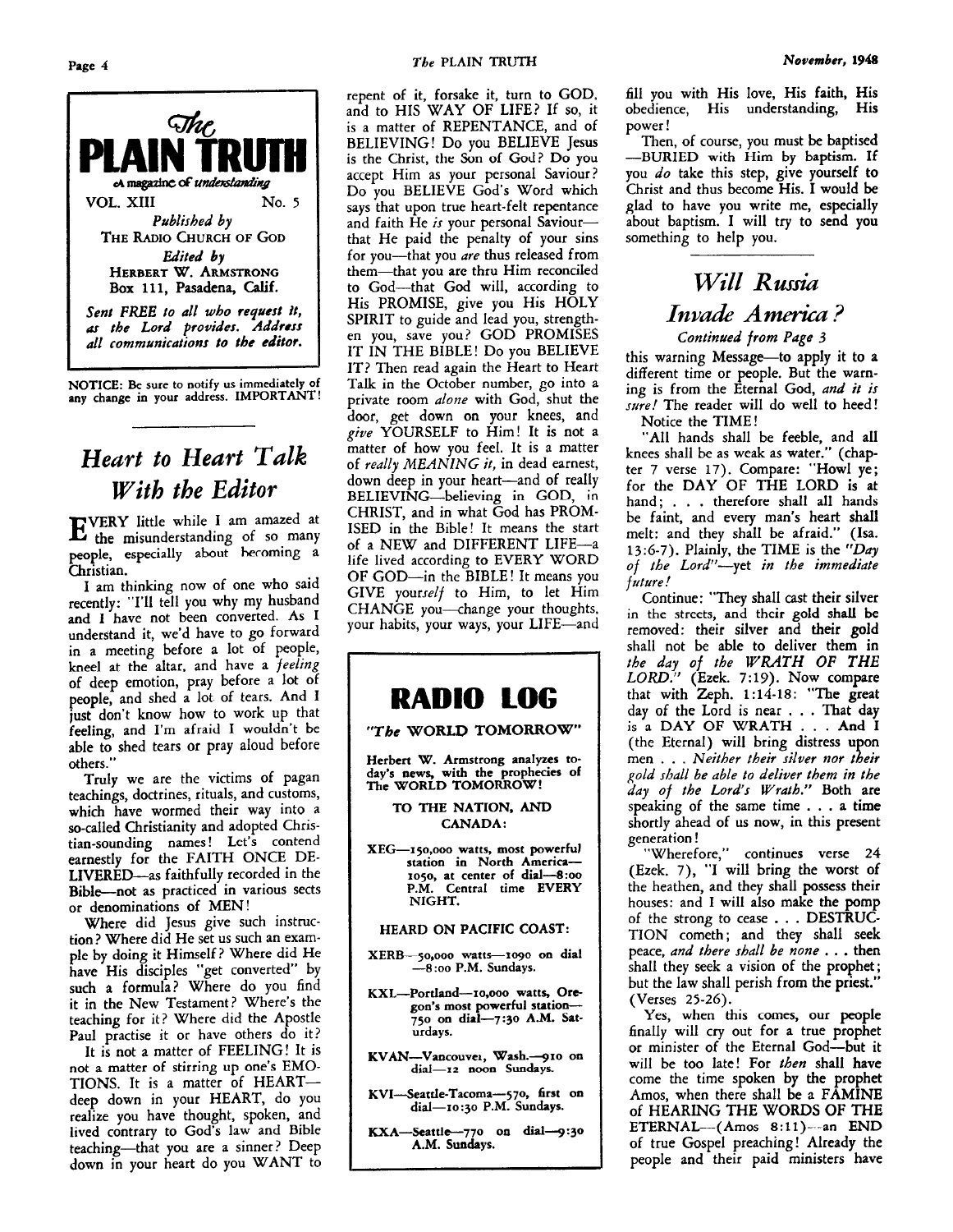# The PLAIN TRUTH

*A magazine of understanding*

VOL. XIII — No. 5

*Published by*
THE RADIO CHURCH OF GOD

*Edited by*
HERBERT W. ARMSTRONG
Box 111, Pasadena, Calif.

*Sent FREE to all who request it, as the Lord provides. Address all communications to the editor.*

NOTICE: Be sure to notify us immediately of any change in your address. IMPORTANT!

---

## *Heart to Heart Talk With the Editor*

EVERY little while I am amazed at the misunderstanding of so many people, especially about becoming a Christian.

I am thinking now of one who said recently: "I'll tell you why my husband and I have not been converted. As I understand it, we'd have to go forward in a meeting before a lot of people, kneel at the altar, and have a *feeling* of deep emotion, pray before a lot of people, and shed a lot of tears. And I just don't know how to work up that feeling, and I'm afraid I wouldn't be able to shed tears or pray aloud before others."

Truly we are the victims of pagan teachings, doctrines, rituals, and customs, which have wormed their way into a so-called Christianity and adopted Christian-sounding names! Let's contend earnestly for the FAITH ONCE DELIVERED—as faithfully recorded in the Bible—not as practiced in various sects or denominations of MEN!

Where did Jesus give such instruction? Where did He set us such an example by doing it Himself? Where did He have His disciples "get converted" by such a formula? Where do you find it in the New Testament? Where's the teaching for it? Where did the Apostle Paul practise it or have others do it?

It is not a matter of FEELING! It is not a matter of stirring up one's EMOTIONS. It is a matter of HEART—deep down in your HEART, do you realize you have thought, spoken, and lived contrary to God's law and Bible teaching—that you are a sinner? Deep down in your heart do you WANT to repent of it, forsake it, turn to GOD, and to HIS WAY OF LIFE? If so, it is a matter of REPENTANCE, and of BELIEVING! Do you BELIEVE Jesus is the Christ, the Son of God? Do you accept Him as your personal Saviour? Do you BELIEVE God's Word which says that upon true heart-felt repentance and faith He *is* your personal Saviour—that He paid the penalty of your sins for you—that you *are* thus released from them—that you are thru Him reconciled to God—that God will, according to His PROMISE, give you His HOLY SPIRIT to guide and lead you, strengthen you, save you? GOD PROMISES IT IN THE BIBLE! Do you BELIEVE IT? Then read again the Heart to Heart Talk in the October number, go into a private room *alone* with God, shut the door, get down on your knees, and *give* YOURSELF to Him! It is not a matter of how you feel. It is a matter of *really MEANING it,* in dead earnest, down deep in your heart—and of really BELIEVING—believing in GOD, in CHRIST, and in what God has PROMISED in the Bible! It means the start of a NEW and DIFFERENT LIFE—a life lived according to EVERY WORD OF GOD—in the BIBLE! It means you GIVE your*self* to Him, to let Him CHANGE you—change your thoughts, your habits, your ways, your LIFE—and fill you with His love, His faith, His obedience, His understanding, His power!

Then, of course, you must be baptised—BURIED with Him by baptism. If you *do* take this step, give yourself to Christ and thus become His. I would be glad to have you write me, especially about baptism. I will try to send you something to help you.

---

## RADIO LOG

*"The* **WORLD TOMORROW"**

**Herbert W. Armstrong analyzes today's news, with the prophecies of The WORLD TOMORROW!**

**TO THE NATION, AND CANADA:**

**XEG**—150,000 watts, most powerful station in North America—1050, at center of dial—8:00 P.M. Central time EVERY NIGHT.

**HEARD ON PACIFIC COAST:**

**XERB**—50,000 watts—1090 on dial—8:00 P.M. Sundays.

**KXL**—Portland—10,000 watts, Oregon's most powerful station—750 on dial—7:30 A.M. Saturdays.

**KVAN**—Vancouver, Wash.—910 on dial—12 noon Sundays.

**KVI**—Seattle-Tacoma—570, first on dial—10:30 P.M. Sundays.

**KXA**—Seattle—770 on dial—9:30 A.M. Sundays.

---

## *Will Russia Invade America?*

*Continued from Page 3*

this warning Message—to apply it to a different time or people. But the warning is from the Eternal God, *and it is sure!* The reader will do well to heed!

Notice the TIME!

"All hands shall be feeble, and all knees shall be as weak as water." (chapter 7 verse 17). Compare: "Howl ye; for the DAY OF THE LORD is at hand; . . . therefore shall all hands be faint, and every man's heart shall melt: and they shall be afraid." (Isa. 13:6-7). Plainly, the TIME is the *"Day of the Lord"*—yet *in the immediate future!*

Continue: "They shall cast their silver in the streets, and their gold shall be removed: their silver and their gold shall not be able to deliver them in *the day of the WRATH OF THE LORD."* (Ezek. 7:19). Now compare that with Zeph. 1:14-18: "The great day of the Lord is near . . . That day is a DAY OF WRATH . . . And I (the Eternal) will bring distress upon men . . . *Neither their silver nor their gold shall be able to deliver them in the day of the Lord's Wrath."* Both are speaking of the same time . . . a time shortly ahead of us now, in this present generation!

"Wherefore," continues verse 24 (Ezek. 7), "I will bring the worst of the heathen, and they shall possess their houses: and I will also make the pomp of the strong to cease . . . DESTRUCTION cometh; and they shall seek peace, *and there shall be none* . . . then shall they seek a vision of the prophet; but the law shall perish from the priest." (Verses 25-26).

Yes, when this comes, our people finally will cry out for a true prophet or minister of the Eternal God—but it will be too late! For *then* shall have come the time spoken by the prophet Amos, when there shall be a FAMINE of HEARING THE WORDS OF THE ETERNAL—(Amos 8:11)—an END of true Gospel preaching! Already the people and their paid ministers have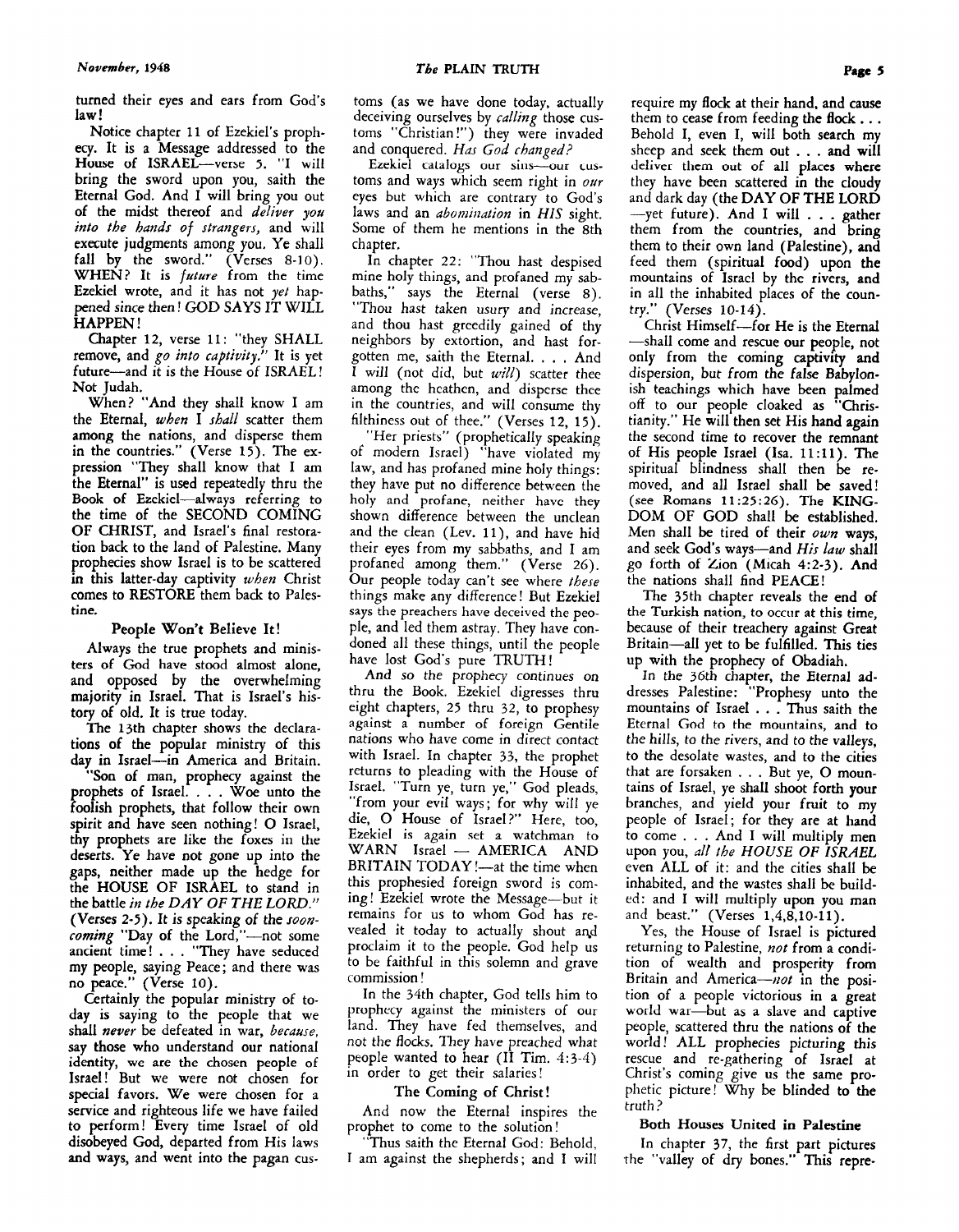turned their eyes and ears from God's law!

Notice chapter 11 of Ezekiel's prophecy. It is a Message addressed to the House of ISRAEL—verse 5. "I will bring the sword upon you, saith the Eternal God. And I will bring you out of the midst thereof and *deliver you into the hands of strangers,* and will execute judgments among you. Ye shall fall by the sword." (Verses 8-10). WHEN? It is *future* from the time Ezekiel wrote, and it has not *yet* happened since then! GOD SAYS IT WILL HAPPEN!

Chapter 12, verse 11: "they SHALL remove, and *go into captivity."* It is yet future—and it is the House of ISRAEL! Not Judah.

When? "And they shall know I am the Eternal, *when* I *shall* scatter them among the nations, and disperse them in the countries." (Verse 15). The expression "They shall know that I am the Eternal" is used repeatedly thru the Book of Ezekiel—always referring to the time of the SECOND COMING OF CHRIST, and Israel's final restoration back to the land of Palestine. Many prophecies show Israel is to be scattered in this latter-day captivity *when* Christ comes to RESTORE them back to Palestine.

### People Won't Believe It!

Always the true prophets and ministers of God have stood almost alone, and opposed by the overwhelming majority in Israel. That is Israel's history of old. It is true today.

The 13th chapter shows the declarations of the popular ministry of this day in Israel—in America and Britain.

"Son of man, prophecy against the prophets of Israel. . . . Woe unto the foolish prophets, that follow their own spirit and have seen nothing! O Israel, thy prophets are like the foxes in the deserts. Ye have not gone up into the gaps, neither made up the hedge for the HOUSE OF ISRAEL to stand in the battle *in the DAY OF THE LORD."* (Verses 2-5). It is speaking of the *soon-coming* "Day of the Lord,"—not some ancient time! . . . "They have seduced my people, saying Peace; and there was no peace." (Verse 10).

Certainly the popular ministry of today is saying to the people that we shall *never* be defeated in war, *because,* say those who understand our national identity, we are the chosen people of Israel! But we were not chosen for special favors. We were chosen for a service and righteous life we have failed to perform! Every time Israel of old disobeyed God, departed from His laws and ways, and went into the pagan customs (as we have done today, actually deceiving ourselves by *calling* those customs "Christian!") they were invaded and conquered. *Has God changed?*

Ezekiel catalogs our sins—our customs and ways which seem right in *our* eyes but which are contrary to God's laws and an *abomination* in *HIS* sight. Some of them he mentions in the 8th chapter.

In chapter 22: "Thou hast despised mine holy things, and profaned my sabbaths," says the Eternal (verse 8). "Thou hast taken usury and increase, and thou hast greedily gained of thy neighbors by extortion, and hast forgotten me, saith the Eternal. . . . And I will (not did, but *will*) scatter thee among the heathen, and disperse thee in the countries, and will consume thy filthiness out of thee." (Verses 12, 15).

"Her priests" (prophetically speaking of modern Israel) "have violated my law, and has profaned mine holy things: they have put no difference between the holy and profane, neither have they shown difference between the unclean and the clean (Lev. 11), and have hid their eyes from my sabbaths, and I am profaned among them." (Verse 26). Our people today can't see where *these* things make any difference! But Ezekiel says the preachers have deceived the people, and led them astray. They have condoned all these things, until the people have lost God's pure TRUTH!

And so the prophecy continues on thru the Book. Ezekiel digresses thru eight chapters, 25 thru 32, to prophesy against a number of foreign Gentile nations who have come in direct contact with Israel. In chapter 33, the prophet returns to pleading with the House of Israel. "Turn ye, turn ye," God pleads, "from your evil ways; for why will ye die, O House of Israel?" Here, too, Ezekiel is again set a watchman to WARN Israel — AMERICA AND BRITAIN TODAY!—at the time when this prophesied foreign sword is coming! Ezekiel wrote the Message—but it remains for us to whom God has revealed it today to actually shout and proclaim it to the people. God help us to be faithful in this solemn and grave commission!

In the 34th chapter, God tells him to prophecy against the ministers of our land. They have fed themselves, and not the flocks. They have preached what people wanted to hear (II Tim. 4:3-4) in order to get their salaries!

### The Coming of Christ!

And now the Eternal inspires the prophet to come to the solution!

"Thus saith the Eternal God: Behold, I am against the shepherds; and I will require my flock at their hand, and cause them to cease from feeding the flock . . . Behold I, even I, will both search my sheep and seek them out . . . and will deliver them out of all places where they have been scattered in the cloudy and dark day (the DAY OF THE LORD —yet future). And I will . . . gather them from the countries, and bring them to their own land (Palestine), and feed them (spiritual food) upon the mountains of Israel by the rivers, and in all the inhabited places of the country." (Verses 10-14).

Christ Himself—for He is the Eternal—shall come and rescue our people, not only from the coming captivity and dispersion, but from the false Babylonish teachings which have been palmed off to our people cloaked as "Christianity." He will then set His hand again the second time to recover the remnant of His people Israel (Isa. 11:11). The spiritual blindness shall then be removed, and all Israel shall be saved! (see Romans 11:25:26). The KINGDOM OF GOD shall be established. Men shall be tired of their *own* ways, and seek God's ways—and *His law* shall go forth of Zion (Micah 4:2-3). And the nations shall find PEACE!

The 35th chapter reveals the end of the Turkish nation, to occur at this time, because of their treachery against Great Britain—all yet to be fulfilled. This ties up with the prophecy of Obadiah.

In the 36th chapter, the Eternal addresses Palestine: "Prophesy unto the mountains of Israel . . . Thus saith the Eternal God to the mountains, and to the hills, to the rivers, and to the valleys, to the desolate wastes, and to the cities that are forsaken . . . But ye, O mountains of Israel, ye shall shoot forth your branches, and yield your fruit to my people of Israel; for they are at hand to come . . . And I will multiply men upon you, *all the HOUSE OF ISRAEL* even ALL of it: and the cities shall be inhabited, and the wastes shall be builded: and I will multiply upon you man and beast." (Verses 1,4,8,10-11).

Yes, the House of Israel is pictured returning to Palestine, *not* from a condition of wealth and prosperity from Britain and America—*not* in the position of a people victorious in a great world war—but as a slave and captive people, scattered thru the nations of the world! ALL prophecies picturing this rescue and re-gathering of Israel at Christ's coming give us the same prophetic picture! Why be blinded to the truth?

### Both Houses United in Palestine

In chapter 37, the first part pictures the "valley of dry bones." This repre-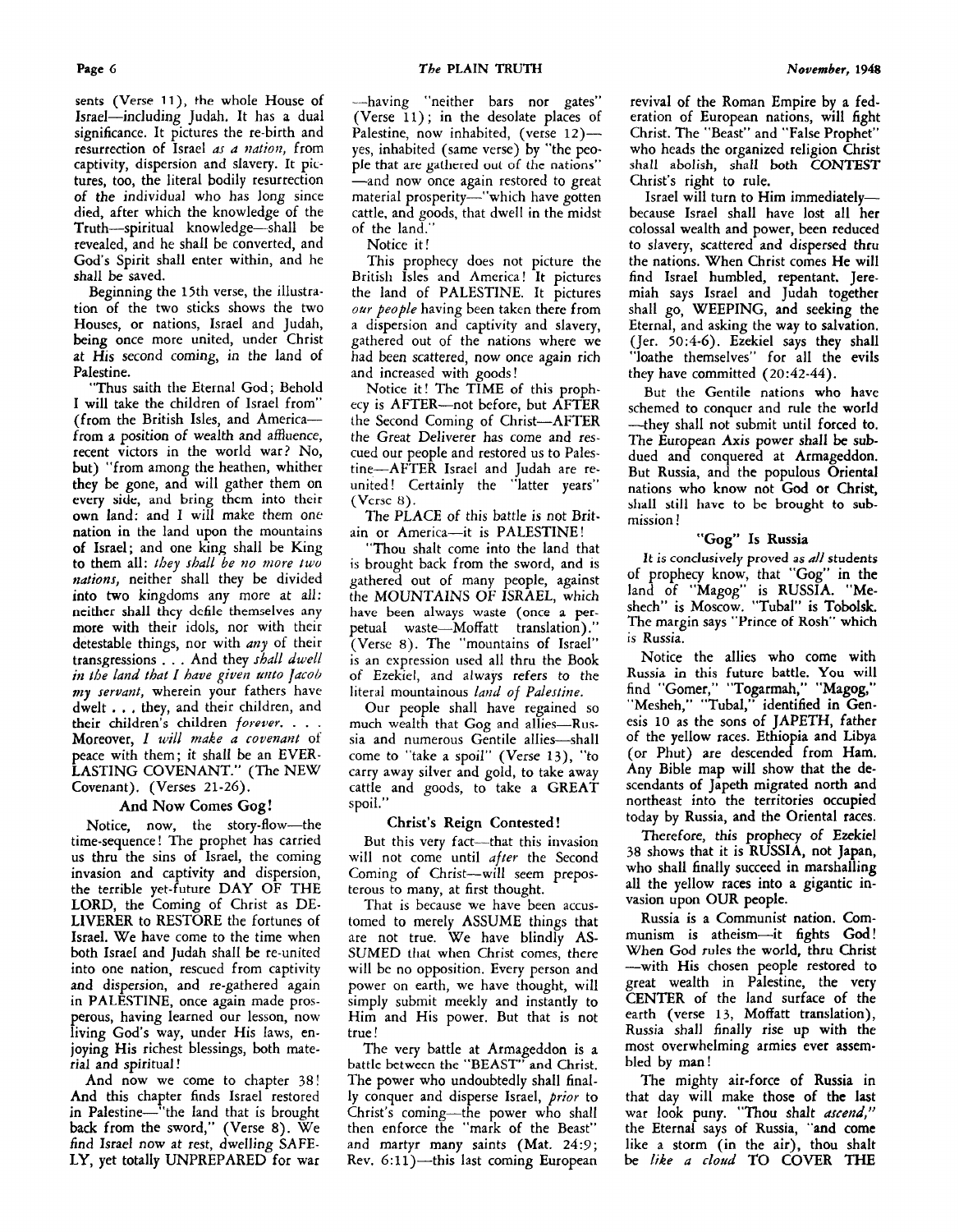sents (Verse 11), the whole House of Israel—including Judah. It has a dual significance. It pictures the re-birth and resurrection of Israel *as a nation,* from captivity, dispersion and slavery. It pictures, too, the literal bodily resurrection of the individual who has long since died, after which the knowledge of the Truth—spiritual knowledge—shall be revealed, and he shall be converted, and God's Spirit shall enter within, and he shall be saved.

Beginning the 15th verse, the illustration of the two sticks shows the two Houses, or nations, Israel and Judah, being once more united, under Christ at His second coming, in the land of Palestine.

"Thus saith the Eternal God; Behold I will take the children of Israel from" (from the British Isles, and America—from a position of wealth and affluence, recent victors in the world war? No, but) "from among the heathen, whither they be gone, and will gather them on every side, and bring them into their own land: and I will make them one nation in the land upon the mountains of Israel; and one king shall be King to them all: *they shall be no more two nations,* neither shall they be divided into two kingdoms any more at all: neither shall they defile themselves any more with their idols, nor with their detestable things, nor with *any* of their transgressions . . . And they *shall dwell in the land that I have given unto Jacob my servant,* wherein your fathers have dwelt . . . they, and their children, and their children's children *forever.* . . . Moreover, *I will make a covenant* of peace with them; it shall be an EVERLASTING COVENANT." (The NEW Covenant). (Verses 21-26).

## And Now Comes Gog!

Notice, now, the story-flow—the time-sequence! The prophet has carried us thru the sins of Israel, the coming invasion and captivity and dispersion, the terrible yet-future DAY OF THE LORD, the Coming of Christ as DELIVERER to RESTORE the fortunes of Israel. We have come to the time when both Israel and Judah shall be re-united into one nation, rescued from captivity and dispersion, and re-gathered again in PALESTINE, once again made prosperous, having learned our lesson, now living God's way, under His laws, enjoying His richest blessings, both material and spiritual!

And now we come to chapter 38! And this chapter finds Israel restored in Palestine—"the land that is brought back from the sword," (Verse 8). We find Israel now at rest, dwelling SAFELY, yet totally UNPREPARED for war—having "neither bars nor gates" (Verse 11); in the desolate places of Palestine, now inhabited, (verse 12)—yes, inhabited (same verse) by "the people that are gathered out of the nations"—and now once again restored to great material prosperity—"which have gotten cattle, and goods, that dwell in the midst of the land."

Notice it!

This prophecy does not picture the British Isles and America! It pictures the land of PALESTINE. It pictures *our people* having been taken there from a dispersion and captivity and slavery, gathered out of the nations where we had been scattered, now once again rich and increased with goods!

Notice it! The TIME of this prophecy is AFTER—not before, but AFTER the Second Coming of Christ—AFTER the Great Deliverer has come and rescued our people and restored us to Palestine—AFTER Israel and Judah are re-united! Certainly the "latter years" (Verse 8).

The PLACE of this battle is not Britain or America—it is PALESTINE!

"Thou shalt come into the land that is brought back from the sword, and is gathered out of many people, against the MOUNTAINS OF ISRAEL, which have been always waste (once a perpetual waste—Moffatt translation)." (Verse 8). The "mountains of Israel" is an expression used all thru the Book of Ezekiel, and always refers to the literal mountainous *land of Palestine.*

Our people shall have regained so much wealth that Gog and allies—Russia and numerous Gentile allies—shall come to "take a spoil" (Verse 13), "to carry away silver and gold, to take away cattle and goods, to take a GREAT spoil."

## Christ's Reign Contested!

But this very fact—that this invasion will not come until *after* the Second Coming of Christ—will seem preposterous to many, at first thought.

That is because we have been accustomed to merely ASSUME things that are not true. We have blindly ASSUMED that when Christ comes, there will be no opposition. Every person and power on earth, we have thought, will simply submit meekly and instantly to Him and His power. But that is not true!

The very battle at Armageddon is a battle between the "BEAST" and Christ. The power who undoubtedly shall finally conquer and disperse Israel, *prior* to Christ's coming—the power who shall then enforce the "mark of the Beast" and martyr many saints (Mat. 24:9; Rev. 6:11)—this last coming European revival of the Roman Empire by a federation of European nations, will fight Christ. The "Beast" and "False Prophet" who heads the organized religion Christ shall abolish, shall both CONTEST Christ's right to rule.

Israel will turn to Him immediately—because Israel shall have lost all her colossal wealth and power, been reduced to slavery, scattered and dispersed thru the nations. When Christ comes He will find Israel humbled, repentant. Jeremiah says Israel and Judah together shall go, WEEPING, and seeking the Eternal, and asking the way to salvation. (Jer. 50:4-6). Ezekiel says they shall "loathe themselves" for all the evils they have committed (20:42-44).

But the Gentile nations who have schemed to conquer and rule the world—they shall not submit until forced to. The European Axis power shall be subdued and conquered at Armageddon. But Russia, and the populous Oriental nations who know not God or Christ, shall still have to be brought to submission!

## "Gog" Is Russia

It is conclusively proved as *all* students of prophecy know, that "Gog" in the land of "Magog" is RUSSIA. "Meshech" is Moscow. "Tubal" is Tobolsk. The margin says "Prince of Rosh" which is Russia.

Notice the allies who come with Russia in this future battle. You will find "Gomer," "Togarmah," "Magog," "Mesheh," "Tubal," identified in Genesis 10 as the sons of JAPETH, father of the yellow races. Ethiopia and Libya (or Phut) are descended from Ham. Any Bible map will show that the descendants of Japeth migrated north and northeast into the territories occupied today by Russia, and the Oriental races.

Therefore, this prophecy of Ezekiel 38 shows that it is RUSSIA, not Japan, who shall finally succeed in marshalling all the yellow races into a gigantic invasion upon OUR people.

Russia is a Communist nation. Communism is atheism—it fights God! When God rules the world, thru Christ—with His chosen people restored to great wealth in Palestine, the very CENTER of the land surface of the earth (verse 13, Moffatt translation), Russia shall finally rise up with the most overwhelming armies ever assembled by man!

The mighty air-force of Russia in that day will make those of the last war look puny. "Thou shalt *ascend,*" the Eternal says of Russia, "and come like a storm (in the air), thou shalt be *like a cloud* TO COVER THE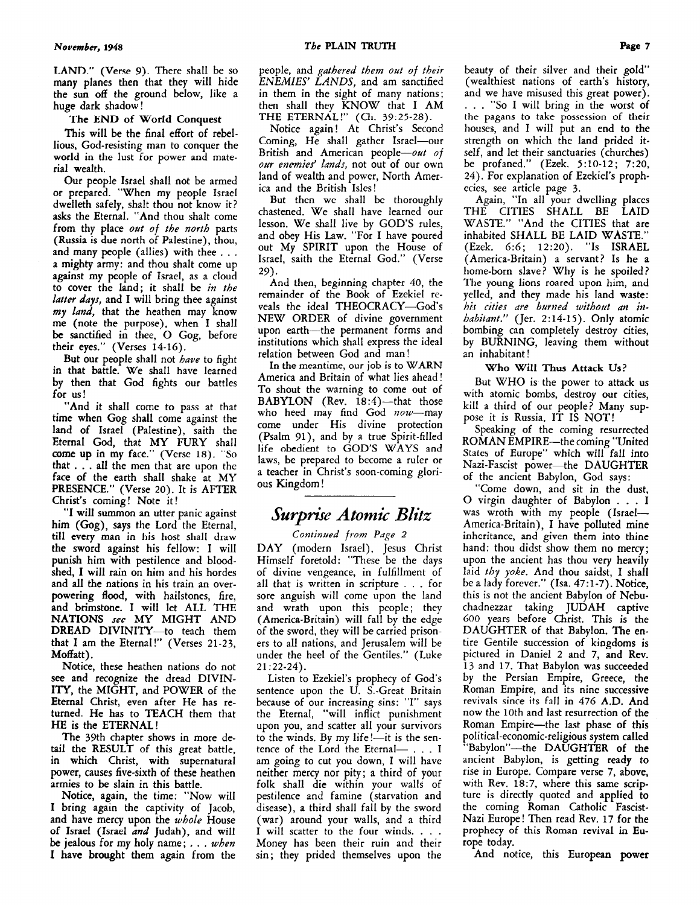LAND." (Verse 9). There shall be so many planes then that they will hide the sun off the ground below, like a huge dark shadow!

### The END of World Conquest

This will be the final effort of rebellious, God-resisting man to conquer the world in the lust for power and material wealth.

Our people Israel shall not be armed or prepared. "When my people Israel dwelleth safely, shalt thou not know it? asks the Eternal. "And thou shalt come from thy place *out of the north* parts (Russia is due north of Palestine), thou, and many people (allies) with thee . . . a mighty army: and thou shalt come up against my people of Israel, as a cloud to cover the land; it shall be *in the latter days*, and I will bring thee against *my land*, that the heathen may know me (note the purpose), when I shall be sanctified in thee, O Gog, before their eyes." (Verses 14-16).

But our people shall not *have* to fight in that battle. We shall have learned by then that God fights our battles for us!

"And it shall come to pass at that time when Gog shall come against the land of Israel (Palestine), saith the Eternal God, that MY FURY shall come up in my face." (Verse 18). "So that . . . all the men that are upon the face of the earth shall shake at MY PRESENCE." (Verse 20). It is AFTER Christ's coming! Note it!

"I will summon an utter panic against him (Gog), says the Lord the Eternal, till every man in his host shall draw the sword against his fellow: I will punish him with pestilence and bloodshed, I will rain on him and his hordes and all the nations in his train an overpowering flood, with hailstones, fire, and brimstone. I will let ALL THE NATIONS *see* MY MIGHT AND DREAD DIVINITY—to teach them that I am the Eternal!" (Verses 21-23, Moffatt).

Notice, these heathen nations do not see and recognize the dread DIVINITY, the MIGHT, and POWER of the Eternal Christ, even after He has returned. He has to TEACH them that HE is the ETERNAL!

The 39th chapter shows in more detail the RESULT of this great battle, in which Christ, with supernatural power, causes five-sixth of these heathen armies to be slain in this battle.

Notice, again, the time: "Now will I bring again the captivity of Jacob, and have mercy upon the *whole* House of Israel (Israel *and* Judah), and will be jealous for my holy name; . . . *when* I have brought them again from the people, and *gathered them out of their ENEMIES' LANDS*, and am sanctified in them in the sight of many nations; then shall they KNOW that I AM THE ETERNAL!" (Ch. 39:25-28).

Notice again! At Christ's Second Coming, He shall gather Israel—our British and American people—*out of our enemies' lands*, not out of our own land of wealth and power, North America and the British Isles!

But then we shall be thoroughly chastened. We shall have learned our lesson. We shall live by GOD'S rules, and obey His Law. "For I have poured out My SPIRIT upon the House of Israel, saith the Eternal God." (Verse 29).

And then, beginning chapter 40, the remainder of the Book of Ezekiel reveals the ideal THEOCRACY—God's NEW ORDER of divine government upon earth—the permanent forms and institutions which shall express the ideal relation between God and man!

In the meantime, our job is to WARN America and Britain of what lies ahead! To shout the warning to come out of BABYLON (Rev. 18:4)—that those who heed may find God *now*—may come under His divine protection (Psalm 91), and by a true Spirit-filled life obedient to GOD'S WAYS and laws, be prepared to become a ruler or a teacher in Christ's soon-coming glorious Kingdom!

---

## *Surprise Atomic Blitz*

*Continued from Page 2*

DAY (modern Israel), Jesus Christ Himself foretold: "These be the days of divine vengeance, in fulfillment of all that is written in scripture . . . for sore anguish will come upon the land and wrath upon this people; they (America-Britain) will fall by the edge of the sword, they will be carried prisoners to all nations, and Jerusalem will be under the heel of the Gentiles." (Luke 21:22-24).

Listen to Ezekiel's prophecy of God's sentence upon the U. S.-Great Britain because of our increasing sins: "I" says the Eternal, "will inflict punishment upon you, and scatter all your survivors to the winds. By my life!—it is the sentence of the Lord the Eternal— . . . I am going to cut you down, I will have neither mercy nor pity; a third of your folk shall die within your walls of pestilence and famine (starvation and disease), a third shall fall by the sword (war) around your walls, and a third I will scatter to the four winds. . . . Money has been their ruin and their sin; they prided themselves upon the beauty of their silver and their gold" (wealthiest nations of earth's history, and we have misused this great power). . . . "So I will bring in the worst of the pagans to take possession of their houses, and I will put an end to the strength on which the land prided itself, and let their sanctuaries (churches) be profaned." (Ezek. 5:10-12; 7:20, 24). For explanation of Ezekiel's prophecies, see article page 3.

Again, "In all your dwelling places THE CITIES SHALL BE LAID WASTE." "And the CITIES that are inhabited SHALL BE LAID WASTE." (Ezek. 6:6; 12:20). "Is ISRAEL (America-Britain) a servant? Is he a home-born slave? Why is he spoiled? The young lions roared upon him, and yelled, and they made his land waste: *his cities are burned without an inhabitant.*" (Jer. 2:14-15). Only atomic bombing can completely destroy cities, by BURNING, leaving them without an inhabitant!

### Who Will Thus Attack Us?

But WHO is the power to attack us with atomic bombs, destroy our cities, kill a third of our people? Many suppose it is Russia. IT IS NOT!

Speaking of the coming resurrected ROMAN EMPIRE—the coming "United States of Europe" which will fall into Nazi-Fascist power—the DAUGHTER of the ancient Babylon, God says:

"Come down, and sit in the dust, O virgin daughter of Babylon . . . I was wroth with my people (Israel—America-Britain), I have polluted mine inheritance, and given them into thine hand: thou didst show them no mercy; upon the ancient has thou very heavily laid *thy yoke*. And thou saidst, I shall be a lady forever." (Isa. 47:1-7). Notice, this is not the ancient Babylon of Nebuchadnezzar taking JUDAH captive 600 years before Christ. This is the DAUGHTER of that Babylon. The entire Gentile succession of kingdoms is pictured in Daniel 2 and 7, and Rev. 13 and 17. That Babylon was succeeded by the Persian Empire, Greece, the Roman Empire, and its nine successive revivals since its fall in 476 A.D. And now the 10th and last resurrection of the Roman Empire—the last phase of this political-economic-religious system called "Babylon"—the DAUGHTER of the ancient Babylon, is getting ready to rise in Europe. Compare verse 7, above, with Rev. 18:7, where this same scripture is directly quoted and applied to the coming Roman Catholic Fascist-Nazi Europe! Then read Rev. 17 for the prophecy of this Roman revival in Europe today.

And notice, this European power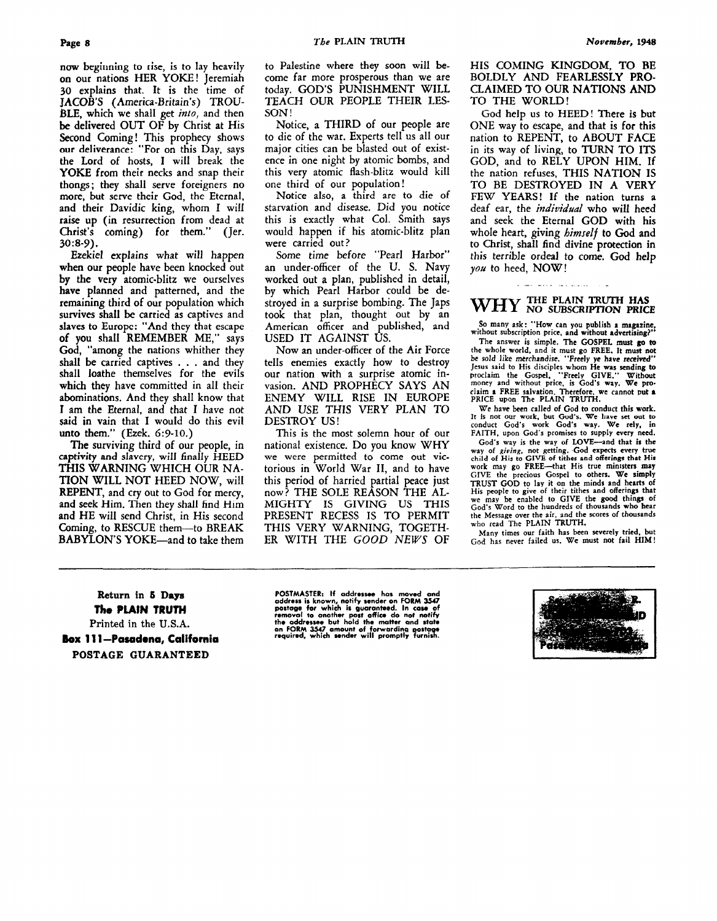now beginning to rise, is to lay heavily on our nations HER YOKE! Jeremiah 30 explains that. It is the time of JACOB'S (America-Britain's) TROUBLE, which we shall get *into*, and then be delivered OUT OF by Christ at His Second Coming! This prophecy shows our deliverance: "For on this Day, says the Lord of hosts, I will break the YOKE from their necks and snap their thongs; they shall serve foreigners no more, but serve their God, the Eternal, and their Davidic king, whom I will raise up (in resurrection from dead at Christ's coming) for them." (Jer. 30:8-9).

Ezekiel explains what will happen when our people have been knocked out by the very atomic-blitz we ourselves have planned and patterned, and the remaining third of our population which survives shall be carried as captives and slaves to Europe: "And they that escape of you shall REMEMBER ME," says God, "among the nations whither they shall be carried captives . . . and they shall loathe themselves for the evils which they have committed in all their abominations. And they shall know that I am the Eternal, and that I have not said in vain that I would do this evil unto them." (Ezek. 6:9-10.)

The surviving third of our people, in captivity and slavery, will finally HEED THIS WARNING WHICH OUR NATION WILL NOT HEED NOW, will REPENT, and cry out to God for mercy, and seek Him. Then they shall find Him and HE will send Christ, in His second Coming, to RESCUE them—to BREAK BABYLON'S YOKE—and to take them to Palestine where they soon will become far more prosperous than we are today. GOD'S PUNISHMENT WILL TEACH OUR PEOPLE THEIR LESSON!

Notice, a THIRD of our people are to die of the war. Experts tell us all our major cities can be blasted out of existence in one night by atomic bombs, and this very atomic flash-blitz would kill one third of our population!

Notice also, a third are to die of starvation and disease. Did you notice this is exactly what Col. Smith says would happen if his atomic-blitz plan were carried out?

Some time before "Pearl Harbor" an under-officer of the U. S. Navy worked out a plan, published in detail, by which Pearl Harbor could be destroyed in a surprise bombing. The Japs took that plan, thought out by an American officer and published, and USED IT AGAINST US.

Now an under-officer of the Air Force tells enemies exactly how to destroy our nation with a surprise atomic invasion. AND PROPHECY SAYS AN ENEMY WILL RISE IN EUROPE AND USE THIS VERY PLAN TO DESTROY US!

This is the most solemn hour of our national existence. Do you know WHY we were permitted to come out victorious in World War II, and to have this period of harried partial peace just now? THE SOLE REASON THE ALMIGHTY IS GIVING US THIS PRESENT RECESS IS TO PERMIT THIS VERY WARNING, TOGETHER WITH THE *GOOD NEWS* OF HIS COMING KINGDOM, TO BE BOLDLY AND FEARLESSLY PROCLAIMED TO OUR NATIONS AND TO THE WORLD!

God help us to HEED! There is but ONE way to escape, and that is for this nation to REPENT, to ABOUT FACE in its way of living, to TURN TO ITS GOD, and to RELY UPON HIM. If the nation refuses, THIS NATION IS TO BE DESTROYED IN A VERY FEW YEARS! If the nation turns a deaf ear, the *individual* who will heed and seek the Eternal GOD with his whole heart, giving *himself* to God and to Christ, shall find divine protection in this terrible ordeal to come. God help *you* to heed, NOW!

## WHY THE PLAIN TRUTH HAS NO SUBSCRIPTION PRICE

So many ask: "How can you publish a magazine, without subscription price, and without advertising?"

The answer is simple. The GOSPEL must go to the whole world, and it must go FREE. It must not be sold like merchandise. "Freely ye have received" Jesus said to His disciples whom He was sending to proclaim the Gospel, "Freely GIVE." Without money and without price, is God's way. We proclaim a FREE salvation. Therefore, we cannot put a PRICE upon The PLAIN TRUTH.

We have been called of God to conduct this work. It is not our work, but God's. We have set out to conduct God's work God's way. We rely, in FAITH, upon God's promises to supply every need.

God's way is the way of LOVE—and that is the way of *giving*, not getting. God expects every true child of His to GIVE of tithes and offerings that His work may go FREE—that His true ministers may GIVE the precious Gospel to others. We simply TRUST GOD to lay it on the minds and hearts of His people to give of their tithes and offerings that we may be enabled to GIVE the good things of God's Word to the hundreds of thousands who hear the Message over the air, and the scores of thousands who read The PLAIN TRUTH.

Many times our faith has been severely tried, but God has never failed us. We must not fail HIM!

---

**Return in 5 Days**
**The PLAIN TRUTH**
Printed in the U.S.A.
**Box 111—Pasadena, California**
POSTAGE GUARANTEED

POSTMASTER: If addressee has moved and address is known, notify sender on FORM 3547 postage for which is guaranteed. In case of removal to another post office do not notify the addressee but hold the matter and state on FORM 3547 amount of forwarding postage required, which sender will promptly furnish.